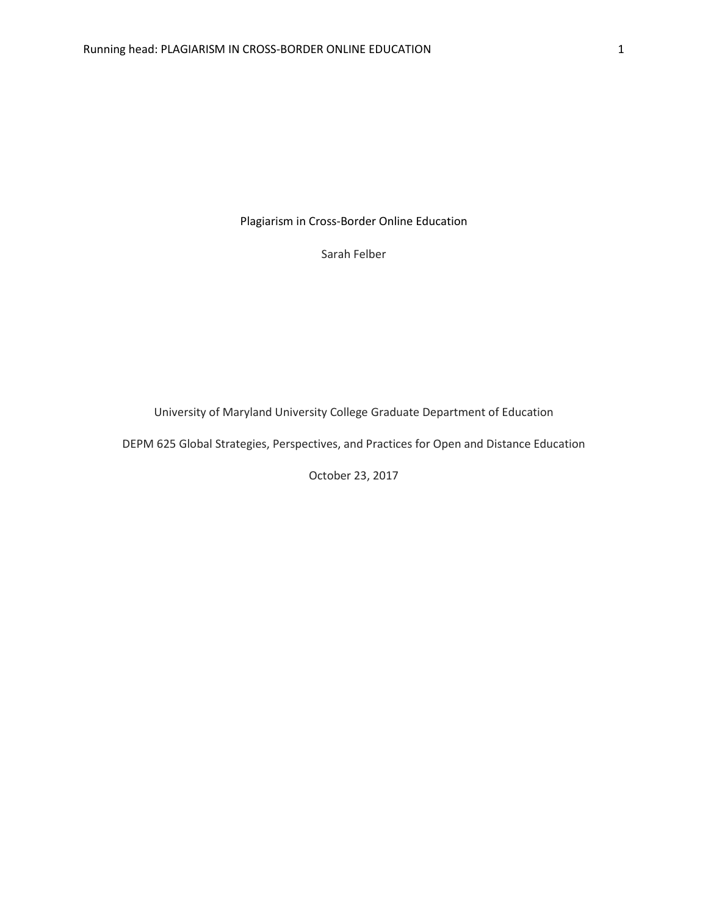# Plagiarism in Cross-Border Online Education

Sarah Felber

University of Maryland University College Graduate Department of Education

DEPM 625 Global Strategies, Perspectives, and Practices for Open and Distance Education

October 23, 2017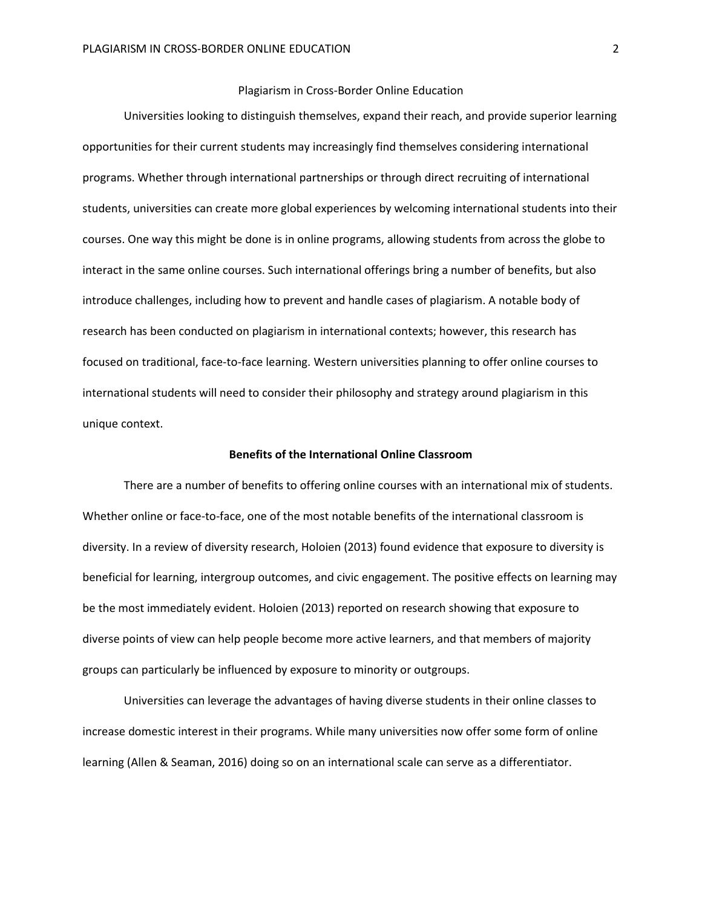# Plagiarism in Cross-Border Online Education

Universities looking to distinguish themselves, expand their reach, and provide superior learning opportunities for their current students may increasingly find themselves considering international programs. Whether through international partnerships or through direct recruiting of international students, universities can create more global experiences by welcoming international students into their courses. One way this might be done is in online programs, allowing students from across the globe to interact in the same online courses. Such international offerings bring a number of benefits, but also introduce challenges, including how to prevent and handle cases of plagiarism. A notable body of research has been conducted on plagiarism in international contexts; however, this research has focused on traditional, face-to-face learning. Western universities planning to offer online courses to international students will need to consider their philosophy and strategy around plagiarism in this unique context.

## Benefits of the International Online Classroom

There are a number of benefits to offering online courses with an international mix of students. Whether online or face-to-face, one of the most notable benefits of the international classroom is diversity. In a review of diversity research, Holoien (2013) found evidence that exposure to diversity is beneficial for learning, intergroup outcomes, and civic engagement. The positive effects on learning may be the most immediately evident. Holoien (2013) reported on research showing that exposure to diverse points of view can help people become more active learners, and that members of majority groups can particularly be influenced by exposure to minority or outgroups.

Universities can leverage the advantages of having diverse students in their online classes to increase domestic interest in their programs. While many universities now offer some form of online learning (Allen & Seaman, 2016) doing so on an international scale can serve as a differentiator.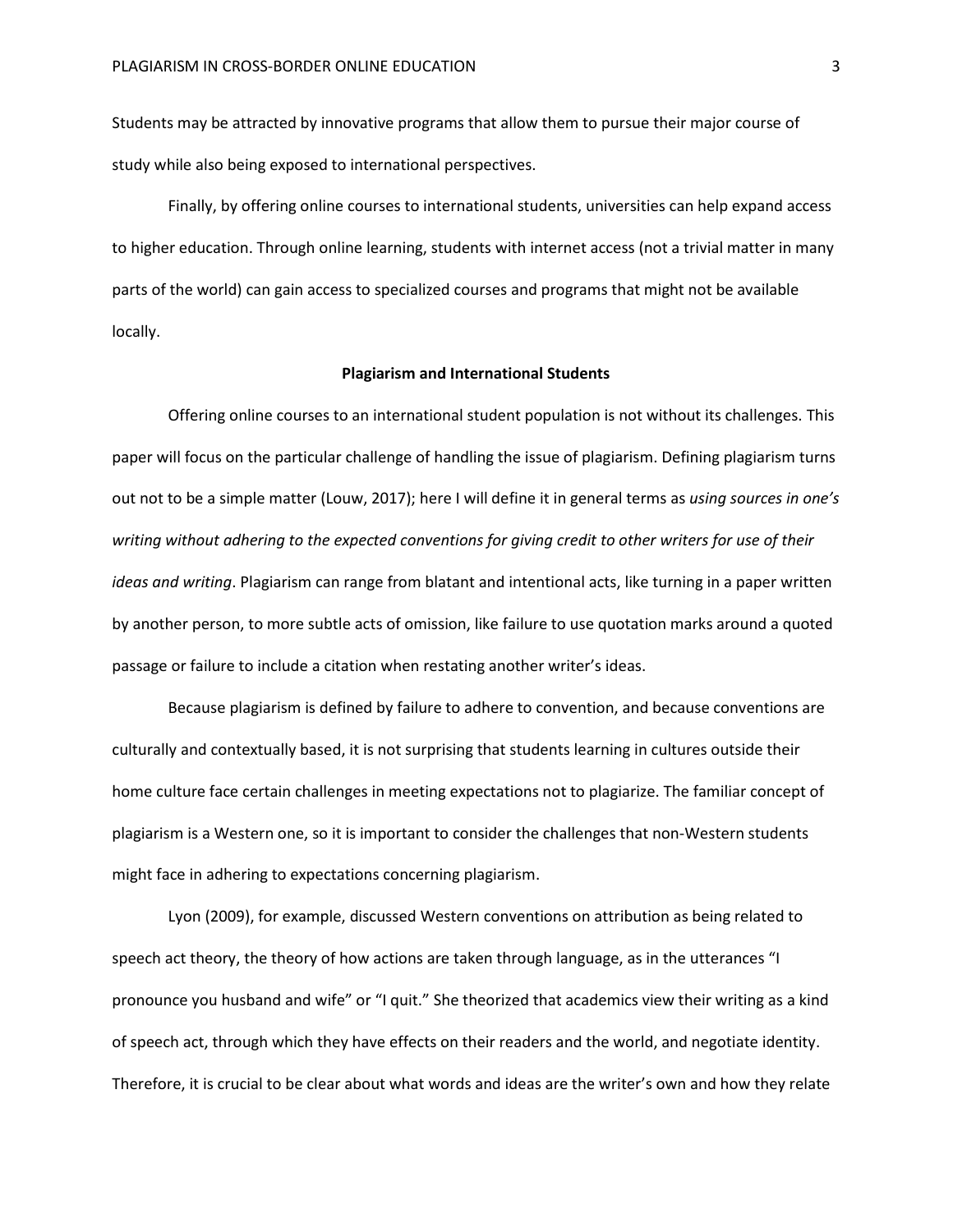Students may be attracted by innovative programs that allow them to pursue their major course of study while also being exposed to international perspectives.

Finally, by offering online courses to international students, universities can help expand access to higher education. Through online learning, students with internet access (not a trivial matter in many parts of the world) can gain access to specialized courses and programs that might not be available locally.

## Plagiarism and International Students

Offering online courses to an international student population is not without its challenges. This paper will focus on the particular challenge of handling the issue of plagiarism. Defining plagiarism turns out not to be a simple matter (Louw, 2017); here I will define it in general terms as *using sources in one's writing without adhering to the expected conventions for giving credit to other writers for use of their ideas and writing*. Plagiarism can range from blatant and intentional acts, like turning in a paper written by another person, to more subtle acts of omission, like failure to use quotation marks around a quoted passage or failure to include a citation when restating another writer's ideas.

Because plagiarism is defined by failure to adhere to convention, and because conventions are culturally and contextually based, it is not surprising that students learning in cultures outside their home culture face certain challenges in meeting expectations not to plagiarize. The familiar concept of plagiarism is a Western one, so it is important to consider the challenges that non-Western students might face in adhering to expectations concerning plagiarism.

Lyon (2009), for example, discussed Western conventions on attribution as being related to speech act theory, the theory of how actions are taken through language, as in the utterances "I pronounce you husband and wife" or "I quit." She theorized that academics view their writing as a kind of speech act, through which they have effects on their readers and the world, and negotiate identity. Therefore, it is crucial to be clear about what words and ideas are the writer's own and how they relate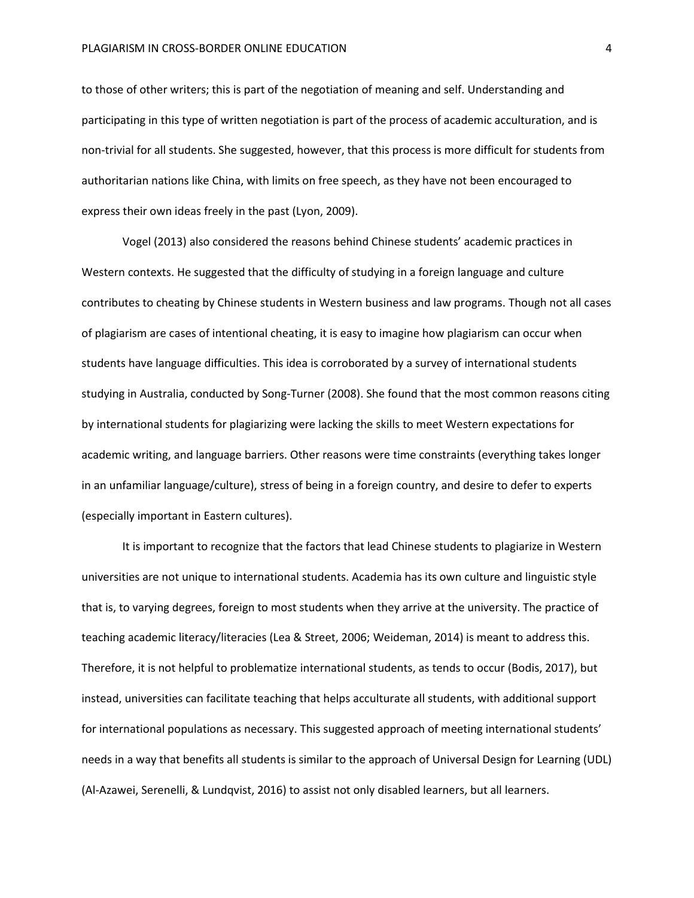to those of other writers; this is part of the negotiation of meaning and self. Understanding and participating in this type of written negotiation is part of the process of academic acculturation, and is non-trivial for all students. She suggested, however, that this process is more difficult for students from authoritarian nations like China, with limits on free speech, as they have not been encouraged to express their own ideas freely in the past (Lyon, 2009).

Vogel (2013) also considered the reasons behind Chinese students' academic practices in Western contexts. He suggested that the difficulty of studying in a foreign language and culture contributes to cheating by Chinese students in Western business and law programs. Though not all cases of plagiarism are cases of intentional cheating, it is easy to imagine how plagiarism can occur when students have language difficulties. This idea is corroborated by a survey of international students studying in Australia, conducted by Song-Turner (2008). She found that the most common reasons citing by international students for plagiarizing were lacking the skills to meet Western expectations for academic writing, and language barriers. Other reasons were time constraints (everything takes longer in an unfamiliar language/culture), stress of being in a foreign country, and desire to defer to experts (especially important in Eastern cultures).

It is important to recognize that the factors that lead Chinese students to plagiarize in Western universities are not unique to international students. Academia has its own culture and linguistic style that is, to varying degrees, foreign to most students when they arrive at the university. The practice of teaching academic literacy/literacies (Lea & Street, 2006; Weideman, 2014) is meant to address this. Therefore, it is not helpful to problematize international students, as tends to occur (Bodis, 2017), but instead, universities can facilitate teaching that helps acculturate all students, with additional support for international populations as necessary. This suggested approach of meeting international students' needs in a way that benefits all students is similar to the approach of Universal Design for Learning (UDL) (Al-Azawei, Serenelli, & Lundqvist, 2016) to assist not only disabled learners, but all learners.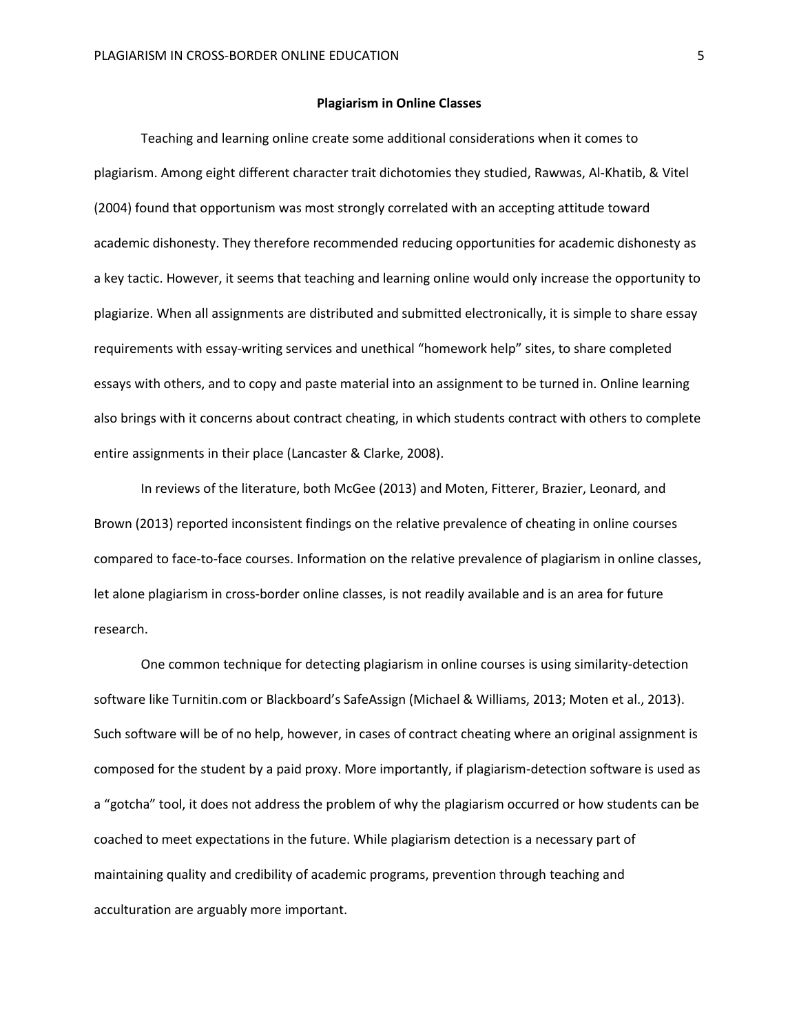## Plagiarism in Online Classes

Teaching and learning online create some additional considerations when it comes to plagiarism. Among eight different character trait dichotomies they studied, Rawwas, Al-Khatib, & Vitel (2004) found that opportunism was most strongly correlated with an accepting attitude toward academic dishonesty. They therefore recommended reducing opportunities for academic dishonesty as a key tactic. However, it seems that teaching and learning online would only increase the opportunity to plagiarize. When all assignments are distributed and submitted electronically, it is simple to share essay requirements with essay-writing services and unethical "homework help" sites, to share completed essays with others, and to copy and paste material into an assignment to be turned in. Online learning also brings with it concerns about contract cheating, in which students contract with others to complete entire assignments in their place (Lancaster & Clarke, 2008).

In reviews of the literature, both McGee (2013) and Moten, Fitterer, Brazier, Leonard, and Brown (2013) reported inconsistent findings on the relative prevalence of cheating in online courses compared to face-to-face courses. Information on the relative prevalence of plagiarism in online classes, let alone plagiarism in cross-border online classes, is not readily available and is an area for future research.

One common technique for detecting plagiarism in online courses is using similarity-detection software like Turnitin.com or Blackboard's SafeAssign (Michael & Williams, 2013; Moten et al., 2013). Such software will be of no help, however, in cases of contract cheating where an original assignment is composed for the student by a paid proxy. More importantly, if plagiarism-detection software is used as a "gotcha" tool, it does not address the problem of why the plagiarism occurred or how students can be coached to meet expectations in the future. While plagiarism detection is a necessary part of maintaining quality and credibility of academic programs, prevention through teaching and acculturation are arguably more important.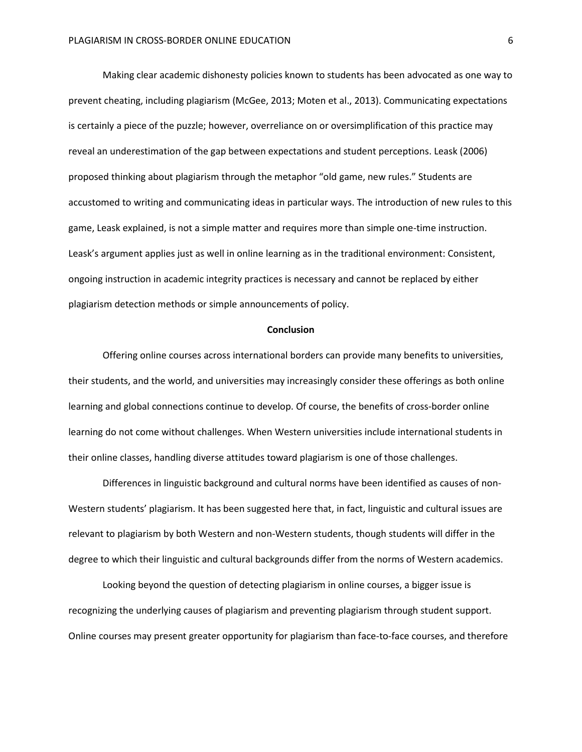Making clear academic dishonesty policies known to students has been advocated as one way to prevent cheating, including plagiarism (McGee, 2013; Moten et al., 2013). Communicating expectations is certainly a piece of the puzzle; however, overreliance on or oversimplification of this practice may reveal an underestimation of the gap between expectations and student perceptions. Leask (2006) proposed thinking about plagiarism through the metaphor "old game, new rules." Students are accustomed to writing and communicating ideas in particular ways. The introduction of new rules to this game, Leask explained, is not a simple matter and requires more than simple one-time instruction. Leask's argument applies just as well in online learning as in the traditional environment: Consistent, ongoing instruction in academic integrity practices is necessary and cannot be replaced by either plagiarism detection methods or simple announcements of policy.

## Conclusion

Offering online courses across international borders can provide many benefits to universities, their students, and the world, and universities may increasingly consider these offerings as both online learning and global connections continue to develop. Of course, the benefits of cross-border online learning do not come without challenges. When Western universities include international students in their online classes, handling diverse attitudes toward plagiarism is one of those challenges.

Differences in linguistic background and cultural norms have been identified as causes of non-Western students' plagiarism. It has been suggested here that, in fact, linguistic and cultural issues are relevant to plagiarism by both Western and non-Western students, though students will differ in the degree to which their linguistic and cultural backgrounds differ from the norms of Western academics.

Looking beyond the question of detecting plagiarism in online courses, a bigger issue is recognizing the underlying causes of plagiarism and preventing plagiarism through student support. Online courses may present greater opportunity for plagiarism than face-to-face courses, and therefore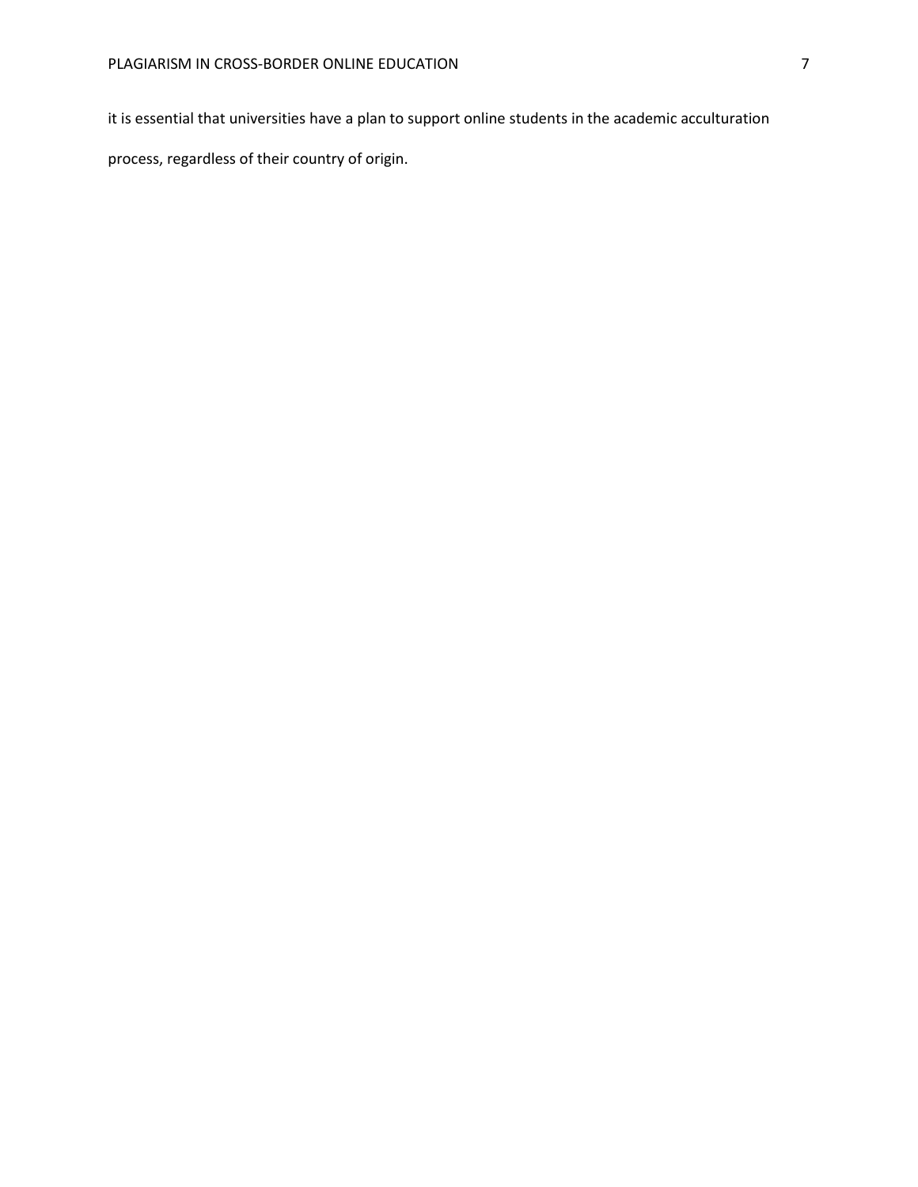it is essential that universities have a plan to support online students in the academic acculturation process, regardless of their country of origin.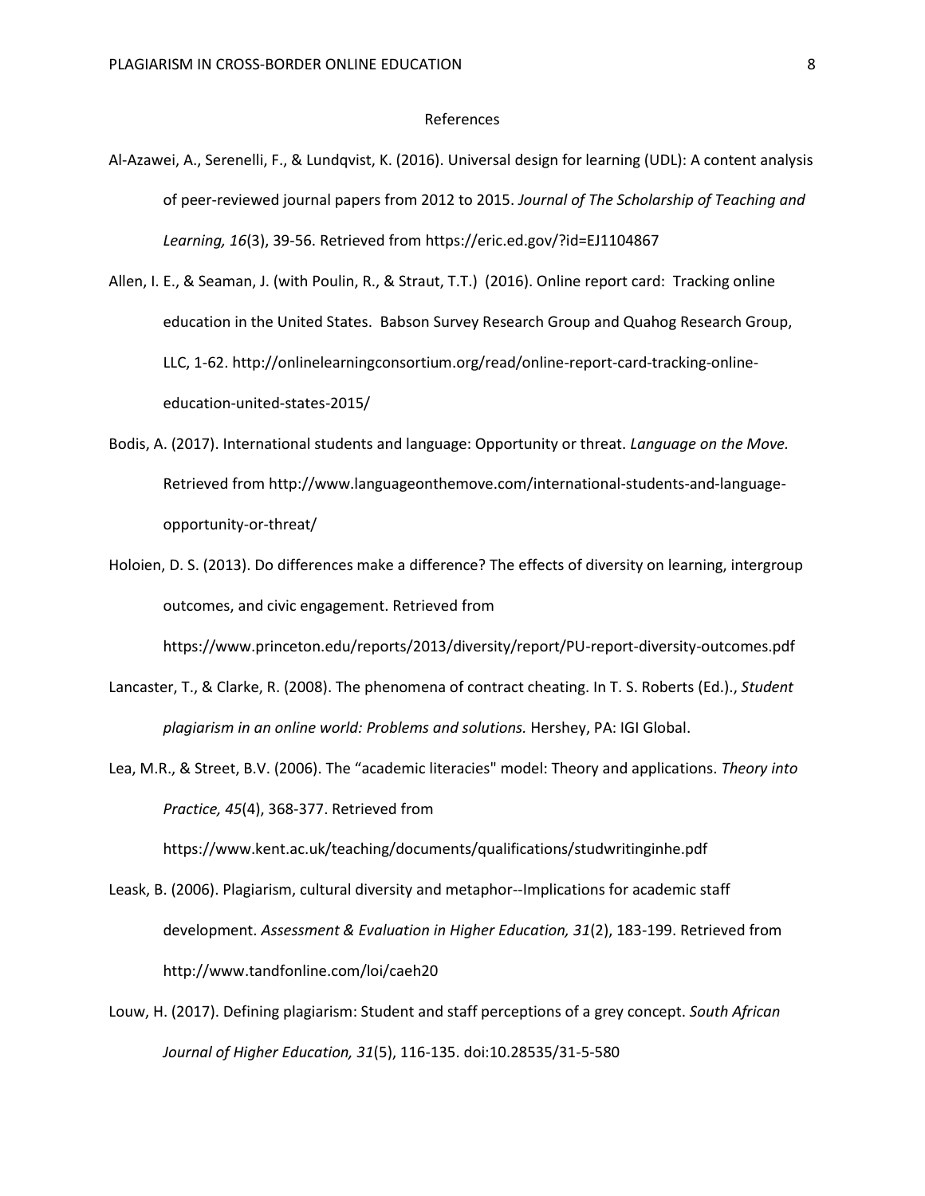# References

Al-Azawei, A., Serenelli, F., & Lundqvist, K. (2016). Universal design for learning (UDL): A content analysis of peer-reviewed journal papers from 2012 to 2015. *Journal of The Scholarship of Teaching and Learning, 16*(3), 39-56. Retrieved from https://eric.ed.gov/?id=EJ1104867

Allen, I. E., & Seaman, J. (with Poulin, R., & Straut, T.T.) (2016). Online report card: Tracking online education in the United States. Babson Survey Research Group and Quahog Research Group, LLC, 1-62. http://onlinelearningconsortium.org/read/online-report-card-tracking-online-education-united-states-2015/

Bodis, A. (2017). International students and language: Opportunity or threat. *Language on the Move.* Retrieved from http://www.languageonthemove.com/international-students-and-language-opportunity-or-threat/

Holoien, D. S. (2013). Do differences make a difference? The effects of diversity on learning, intergroup outcomes, and civic engagement. Retrieved from https://www.princeton.edu/reports/2013/diversity/report/PU-report-diversity-outcomes.pdf

Lancaster, T., & Clarke, R. (2008). The phenomena of contract cheating. In T. S. Roberts (Ed.)., *Student plagiarism in an online world: Problems and solutions.* Hershey, PA: IGI Global.

Lea, M.R., & Street, B.V. (2006). The "academic literacies" model: Theory and applications. *Theory into Practice, 45*(4), 368-377. Retrieved from https://www.kent.ac.uk/teaching/documents/qualifications/studwritinginhe.pdf

Leask, B. (2006). Plagiarism, cultural diversity and metaphor--Implications for academic staff development. *Assessment & Evaluation in Higher Education, 31*(2), 183-199. Retrieved from http://www.tandfonline.com/loi/caeh20

Louw, H. (2017). Defining plagiarism: Student and staff perceptions of a grey concept. *South African Journal of Higher Education, 31*(5), 116-135. doi:10.28535/31-5-580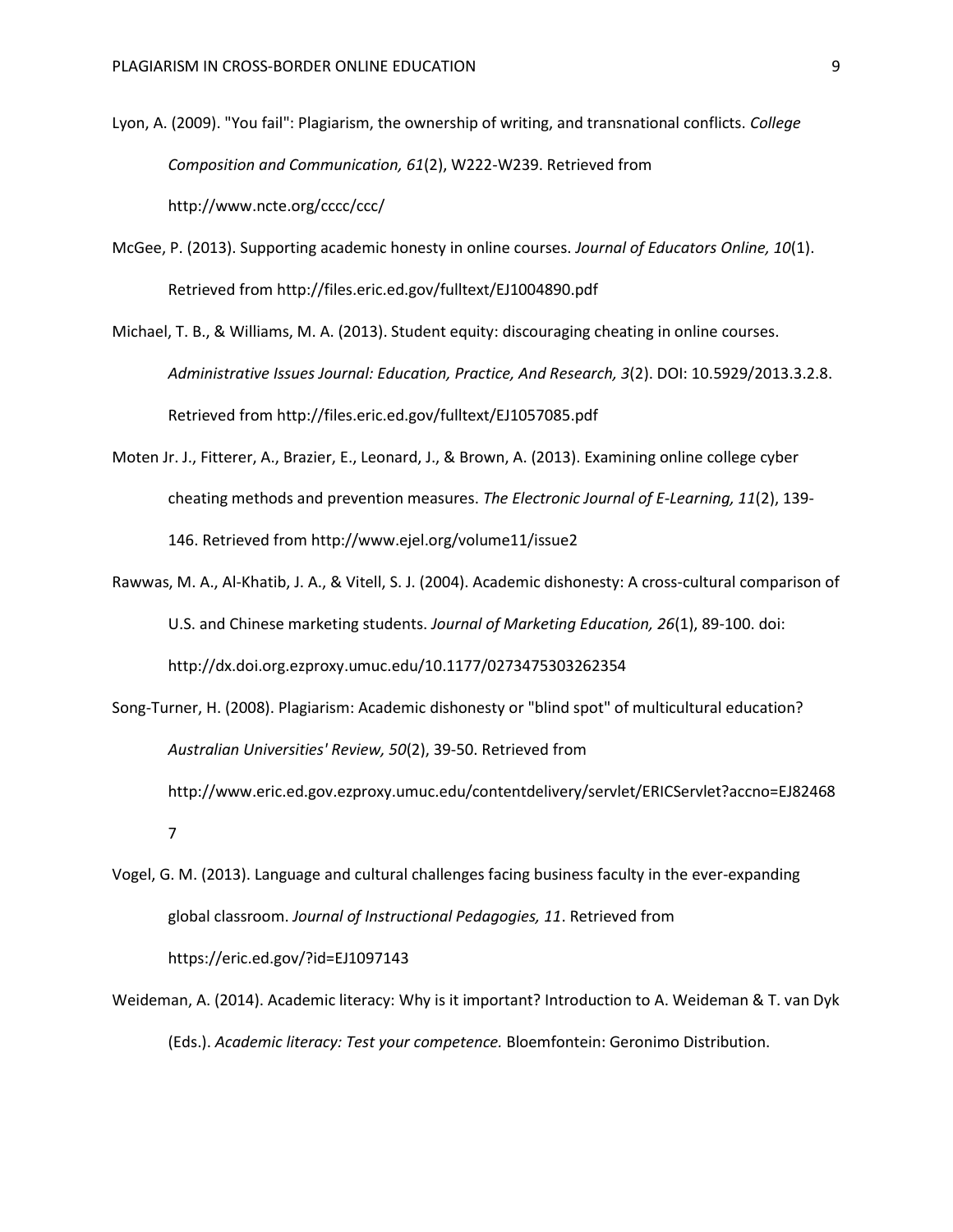Lyon, A. (2009). "You fail": Plagiarism, the ownership of writing, and transnational conflicts. *College Composition and Communication, 61*(2), W222-W239. Retrieved from http://www.ncte.org/cccc/ccc/

McGee, P. (2013). Supporting academic honesty in online courses. *Journal of Educators Online, 10*(1). Retrieved from http://files.eric.ed.gov/fulltext/EJ1004890.pdf

Michael, T. B., & Williams, M. A. (2013). Student equity: discouraging cheating in online courses. *Administrative Issues Journal: Education, Practice, And Research, 3*(2). DOI: 10.5929/2013.3.2.8. Retrieved from http://files.eric.ed.gov/fulltext/EJ1057085.pdf

Moten Jr. J., Fitterer, A., Brazier, E., Leonard, J., & Brown, A. (2013). Examining online college cyber cheating methods and prevention measures. *The Electronic Journal of E-Learning, 11*(2), 139-146. Retrieved from http://www.ejel.org/volume11/issue2

Rawwas, M. A., Al-Khatib, J. A., & Vitell, S. J. (2004). Academic dishonesty: A cross-cultural comparison of U.S. and Chinese marketing students. *Journal of Marketing Education, 26*(1), 89-100. doi: http://dx.doi.org.ezproxy.umuc.edu/10.1177/0273475303262354

Song-Turner, H. (2008). Plagiarism: Academic dishonesty or "blind spot" of multicultural education? *Australian Universities' Review, 50*(2), 39-50. Retrieved from http://www.eric.ed.gov.ezproxy.umuc.edu/contentdelivery/servlet/ERICServlet?accno=EJ824687

Vogel, G. M. (2013). Language and cultural challenges facing business faculty in the ever-expanding global classroom. *Journal of Instructional Pedagogies, 11*. Retrieved from https://eric.ed.gov/?id=EJ1097143

Weideman, A. (2014). Academic literacy: Why is it important? Introduction to A. Weideman & T. van Dyk (Eds.). *Academic literacy: Test your competence.* Bloemfontein: Geronimo Distribution.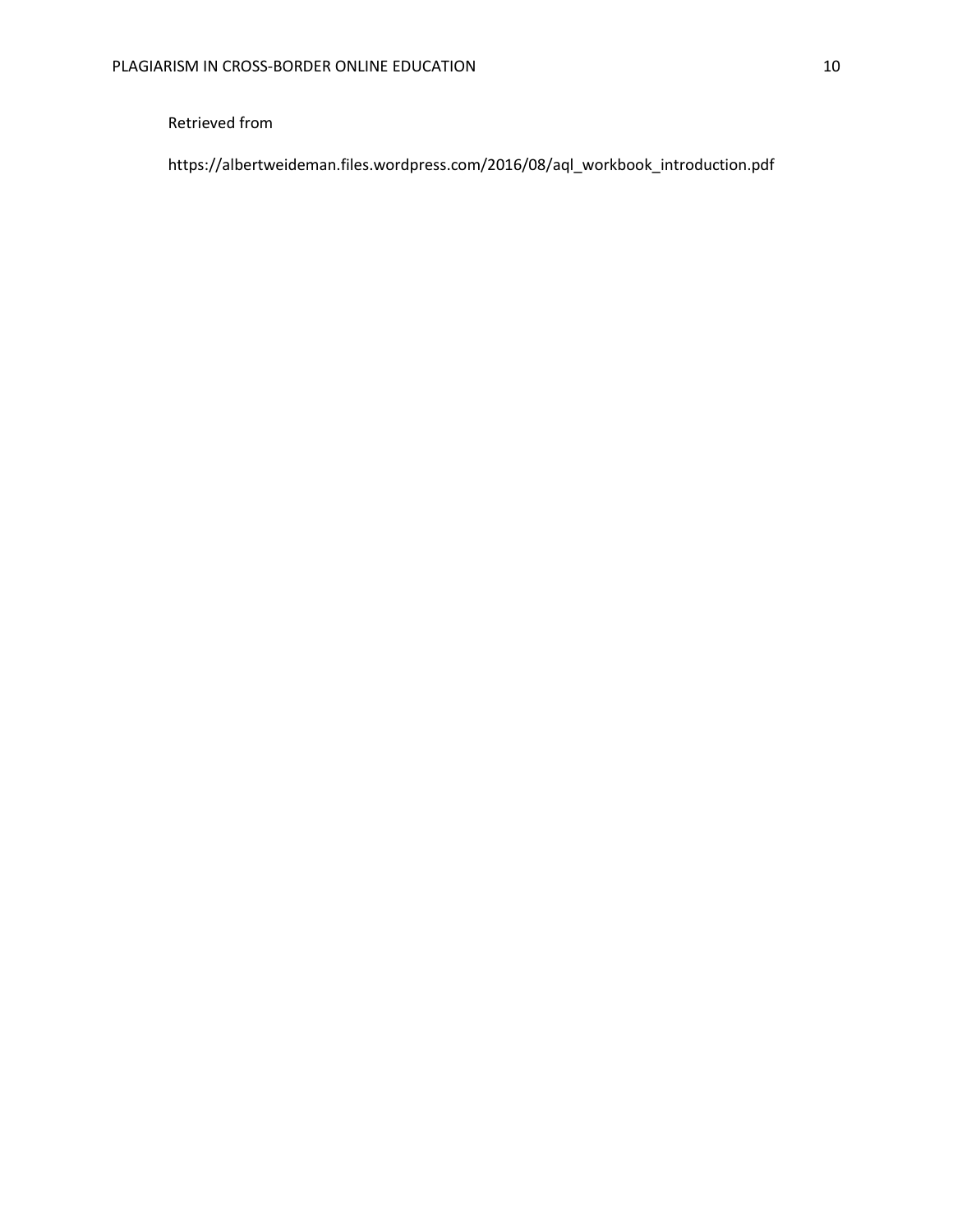Retrieved from

https://albertweideman.files.wordpress.com/2016/08/aql_workbook_introduction.pdf